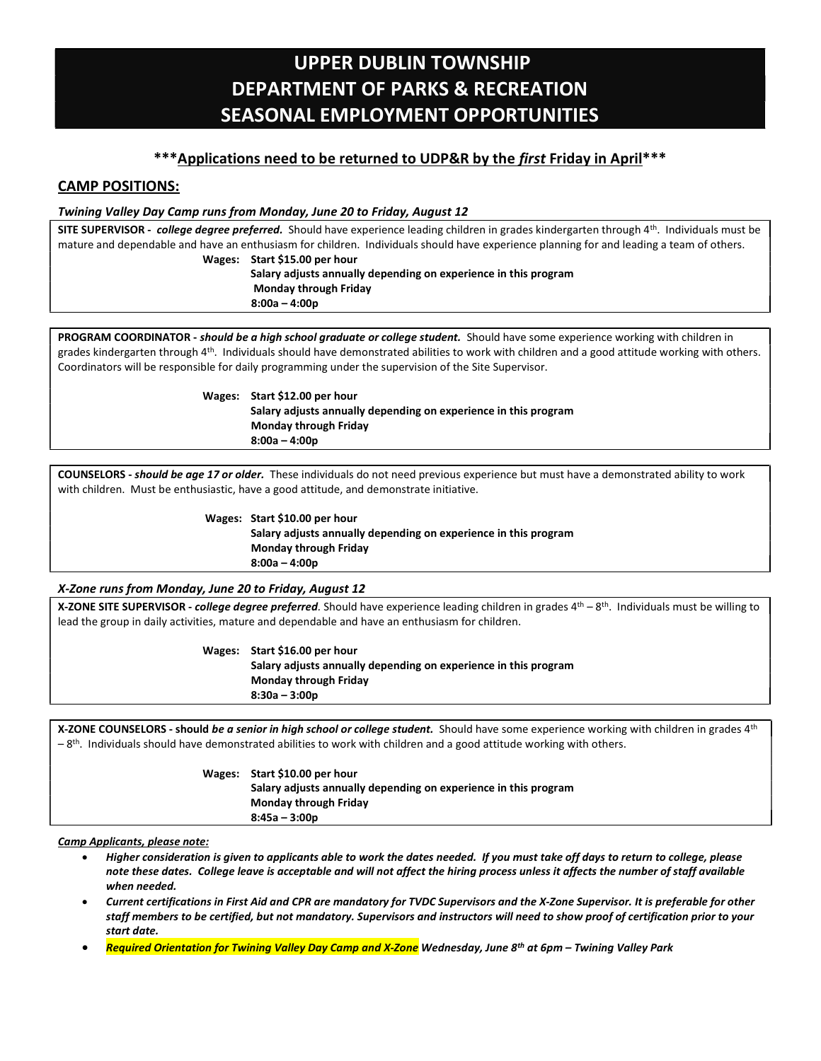# UPPER DUBLIN TOWNSHIP
# DEPARTMENT OF PARKS & RECREATION
# SEASONAL EMPLOYMENT OPPORTUNITIES

**\*\*\*Applications need to be returned to UDP&R by the *first* Friday in April\*\*\***

## CAMP POSITIONS:

***Twining Valley Day Camp runs from Monday, June 20 to Friday, August 12***

**SITE SUPERVISOR -** ***college degree preferred.*** Should have experience leading children in grades kindergarten through 4th. Individuals must be mature and dependable and have an enthusiasm for children. Individuals should have experience planning for and leading a team of others.

**Wages: Start $15.00 per hour**
**Salary adjusts annually depending on experience in this program**
**Monday through Friday**
**8:00a – 4:00p**

**PROGRAM COORDINATOR -** ***should be a high school graduate or college student.*** Should have some experience working with children in grades kindergarten through 4th. Individuals should have demonstrated abilities to work with children and a good attitude working with others. Coordinators will be responsible for daily programming under the supervision of the Site Supervisor.

**Wages: Start $12.00 per hour**
**Salary adjusts annually depending on experience in this program**
**Monday through Friday**
**8:00a – 4:00p**

**COUNSELORS -** ***should be age 17 or older.*** These individuals do not need previous experience but must have a demonstrated ability to work with children. Must be enthusiastic, have a good attitude, and demonstrate initiative.

**Wages: Start $10.00 per hour**
**Salary adjusts annually depending on experience in this program**
**Monday through Friday**
**8:00a – 4:00p**

***X-Zone runs from Monday, June 20 to Friday, August 12***

**X-ZONE SITE SUPERVISOR -** ***college degree preferred***. Should have experience leading children in grades 4th – 8th. Individuals must be willing to lead the group in daily activities, mature and dependable and have an enthusiasm for children.

**Wages: Start $16.00 per hour**
**Salary adjusts annually depending on experience in this program**
**Monday through Friday**
**8:30a – 3:00p**

**X-ZONE COUNSELORS - should** ***be a senior in high school or college student.*** Should have some experience working with children in grades 4th – 8th. Individuals should have demonstrated abilities to work with children and a good attitude working with others.

**Wages: Start $10.00 per hour**
**Salary adjusts annually depending on experience in this program**
**Monday through Friday**
**8:45a – 3:00p**

***Camp Applicants, please note:***

- ***Higher consideration is given to applicants able to work the dates needed. If you must take off days to return to college, please note these dates. College leave is acceptable and will not affect the hiring process unless it affects the number of staff available when needed.***
- ***Current certifications in First Aid and CPR are mandatory for TVDC Supervisors and the X-Zone Supervisor. It is preferable for other staff members to be certified, but not mandatory. Supervisors and instructors will need to show proof of certification prior to your start date.***
- ***Required Orientation for Twining Valley Day Camp and X-Zone Wednesday, June 8th at 6pm – Twining Valley Park***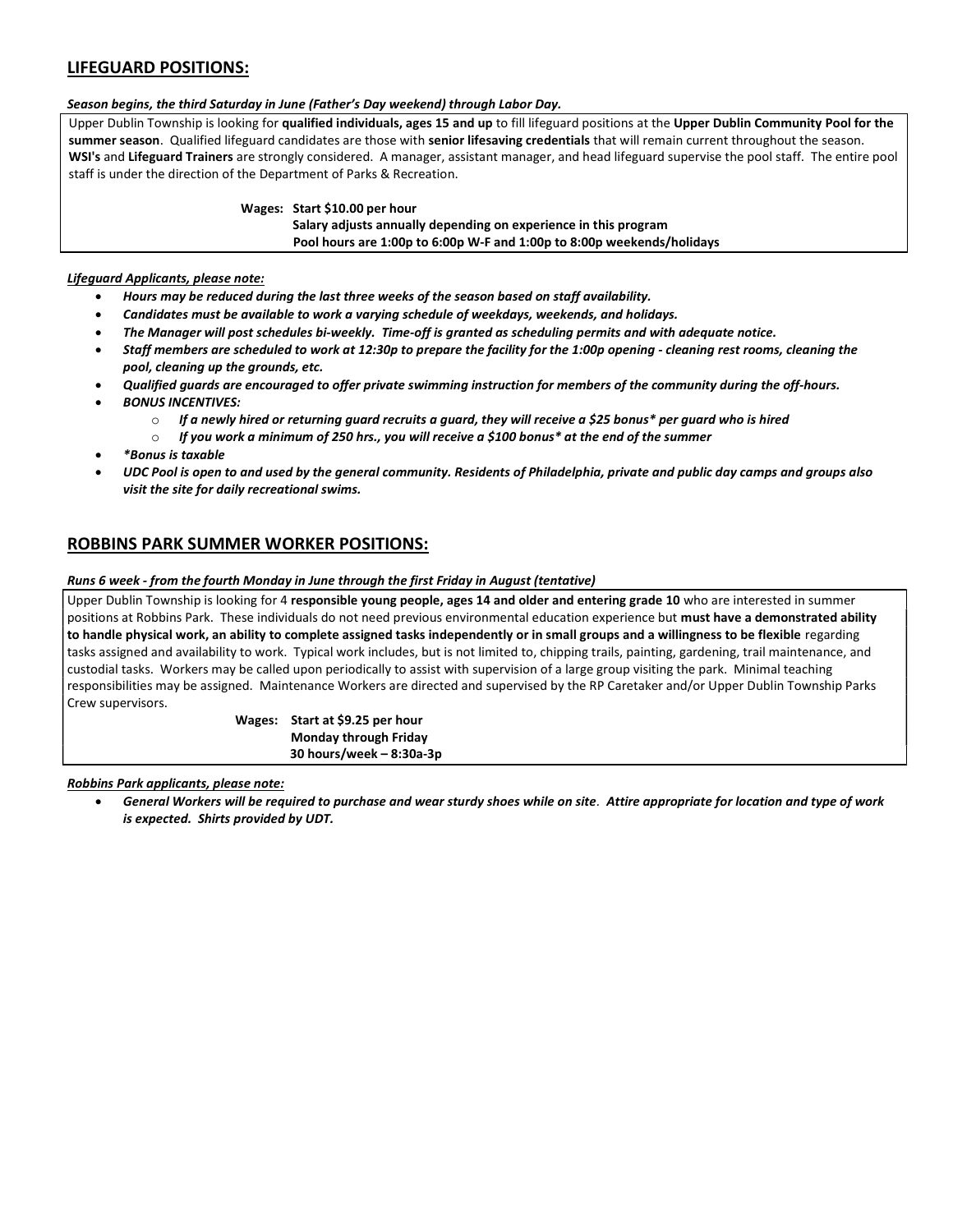## LIFEGUARD POSITIONS:

***Season begins, the third Saturday in June (Father's Day weekend) through Labor Day.***

Upper Dublin Township is looking for **qualified individuals, ages 15 and up** to fill lifeguard positions at the **Upper Dublin Community Pool for the summer season**. Qualified lifeguard candidates are those with **senior lifesaving credentials** that will remain current throughout the season. **WSI's** and **Lifeguard Trainers** are strongly considered. A manager, assistant manager, and head lifeguard supervise the pool staff. The entire pool staff is under the direction of the Department of Parks & Recreation.

**Wages: Start $10.00 per hour**
**Salary adjusts annually depending on experience in this program**
**Pool hours are 1:00p to 6:00p W-F and 1:00p to 8:00p weekends/holidays**

***Lifeguard Applicants, please note:***

- ***Hours may be reduced during the last three weeks of the season based on staff availability.***
- ***Candidates must be available to work a varying schedule of weekdays, weekends, and holidays.***
- ***The Manager will post schedules bi-weekly. Time-off is granted as scheduling permits and with adequate notice.***
- ***Staff members are scheduled to work at 12:30p to prepare the facility for the 1:00p opening - cleaning rest rooms, cleaning the pool, cleaning up the grounds, etc.***
- ***Qualified guards are encouraged to offer private swimming instruction for members of the community during the off-hours.***
- ***BONUS INCENTIVES:***
  - ***If a newly hired or returning guard recruits a guard, they will receive a $25 bonus* per guard who is hired***
  - ***If you work a minimum of 250 hrs., you will receive a $100 bonus* at the end of the summer***
- ****Bonus is taxable***
- ***UDC Pool is open to and used by the general community. Residents of Philadelphia, private and public day camps and groups also visit the site for daily recreational swims.***

## ROBBINS PARK SUMMER WORKER POSITIONS:

***Runs 6 week - from the fourth Monday in June through the first Friday in August (tentative)***

Upper Dublin Township is looking for 4 **responsible young people, ages 14 and older and entering grade 10** who are interested in summer positions at Robbins Park. These individuals do not need previous environmental education experience but **must have a demonstrated ability to handle physical work, an ability to complete assigned tasks independently or in small groups and a willingness to be flexible** regarding tasks assigned and availability to work. Typical work includes, but is not limited to, chipping trails, painting, gardening, trail maintenance, and custodial tasks. Workers may be called upon periodically to assist with supervision of a large group visiting the park. Minimal teaching responsibilities may be assigned. Maintenance Workers are directed and supervised by the RP Caretaker and/or Upper Dublin Township Parks Crew supervisors.

**Wages: Start at $9.25 per hour**
**Monday through Friday**
**30 hours/week – 8:30a-3p**

***Robbins Park applicants, please note:***

- ***General Workers will be required to purchase and wear sturdy shoes while on site. Attire appropriate for location and type of work is expected. Shirts provided by UDT.***